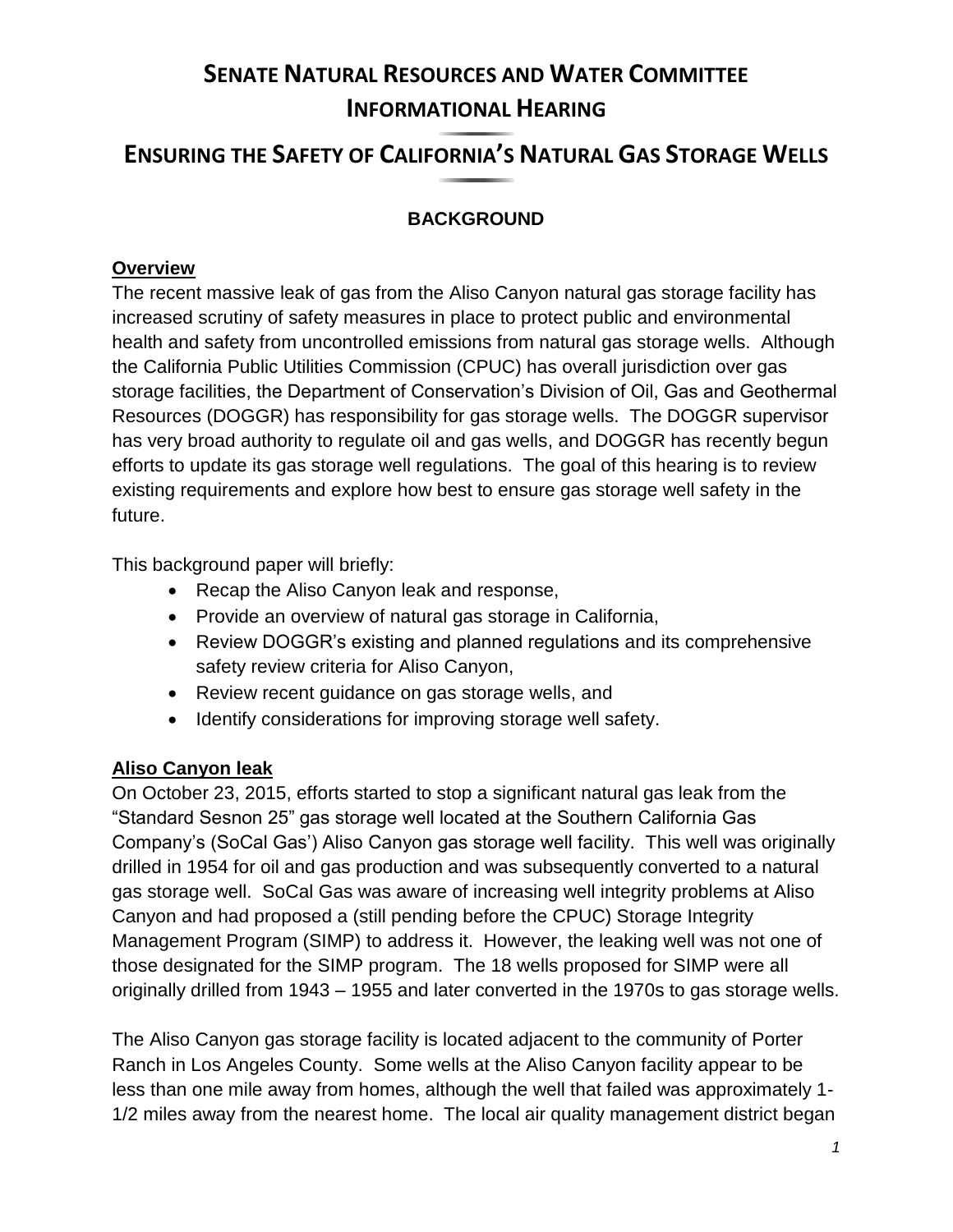# SENATE NATURAL RESOURCES AND WATER COMMITTEE INFORMATIONAL HEARING

## ENSURING THE SAFETY OF CALIFORNIA'S NATURAL GAS STORAGE WELLS

### BACKGROUND

**Overview**

The recent massive leak of gas from the Aliso Canyon natural gas storage facility has increased scrutiny of safety measures in place to protect public and environmental health and safety from uncontrolled emissions from natural gas storage wells. Although the California Public Utilities Commission (CPUC) has overall jurisdiction over gas storage facilities, the Department of Conservation's Division of Oil, Gas and Geothermal Resources (DOGGR) has responsibility for gas storage wells. The DOGGR supervisor has very broad authority to regulate oil and gas wells, and DOGGR has recently begun efforts to update its gas storage well regulations. The goal of this hearing is to review existing requirements and explore how best to ensure gas storage well safety in the future.

This background paper will briefly:

- Recap the Aliso Canyon leak and response,
- Provide an overview of natural gas storage in California,
- Review DOGGR's existing and planned regulations and its comprehensive safety review criteria for Aliso Canyon,
- Review recent guidance on gas storage wells, and
- Identify considerations for improving storage well safety.

**Aliso Canyon leak**

On October 23, 2015, efforts started to stop a significant natural gas leak from the "Standard Sesnon 25" gas storage well located at the Southern California Gas Company's (SoCal Gas') Aliso Canyon gas storage well facility. This well was originally drilled in 1954 for oil and gas production and was subsequently converted to a natural gas storage well. SoCal Gas was aware of increasing well integrity problems at Aliso Canyon and had proposed a (still pending before the CPUC) Storage Integrity Management Program (SIMP) to address it. However, the leaking well was not one of those designated for the SIMP program. The 18 wells proposed for SIMP were all originally drilled from 1943 – 1955 and later converted in the 1970s to gas storage wells.

The Aliso Canyon gas storage facility is located adjacent to the community of Porter Ranch in Los Angeles County. Some wells at the Aliso Canyon facility appear to be less than one mile away from homes, although the well that failed was approximately 1-1/2 miles away from the nearest home. The local air quality management district began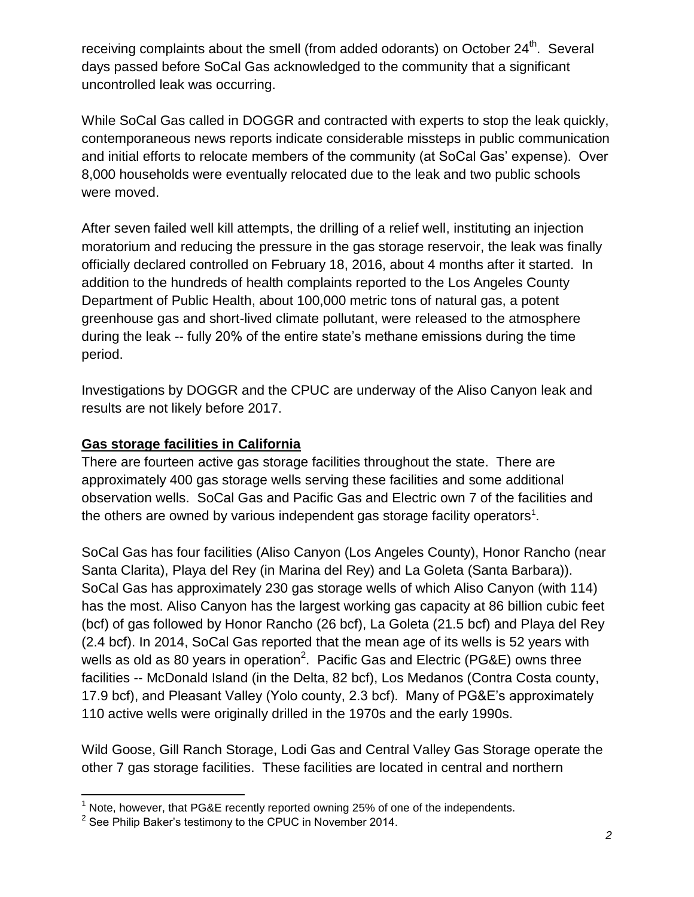receiving complaints about the smell (from added odorants) on October 24th. Several days passed before SoCal Gas acknowledged to the community that a significant uncontrolled leak was occurring.

While SoCal Gas called in DOGGR and contracted with experts to stop the leak quickly, contemporaneous news reports indicate considerable missteps in public communication and initial efforts to relocate members of the community (at SoCal Gas' expense). Over 8,000 households were eventually relocated due to the leak and two public schools were moved.

After seven failed well kill attempts, the drilling of a relief well, instituting an injection moratorium and reducing the pressure in the gas storage reservoir, the leak was finally officially declared controlled on February 18, 2016, about 4 months after it started. In addition to the hundreds of health complaints reported to the Los Angeles County Department of Public Health, about 100,000 metric tons of natural gas, a potent greenhouse gas and short-lived climate pollutant, were released to the atmosphere during the leak -- fully 20% of the entire state's methane emissions during the time period.

Investigations by DOGGR and the CPUC are underway of the Aliso Canyon leak and results are not likely before 2017.

## Gas storage facilities in California

There are fourteen active gas storage facilities throughout the state. There are approximately 400 gas storage wells serving these facilities and some additional observation wells. SoCal Gas and Pacific Gas and Electric own 7 of the facilities and the others are owned by various independent gas storage facility operators[1].

SoCal Gas has four facilities (Aliso Canyon (Los Angeles County), Honor Rancho (near Santa Clarita), Playa del Rey (in Marina del Rey) and La Goleta (Santa Barbara)). SoCal Gas has approximately 230 gas storage wells of which Aliso Canyon (with 114) has the most. Aliso Canyon has the largest working gas capacity at 86 billion cubic feet (bcf) of gas followed by Honor Rancho (26 bcf), La Goleta (21.5 bcf) and Playa del Rey (2.4 bcf). In 2014, SoCal Gas reported that the mean age of its wells is 52 years with wells as old as 80 years in operation[2]. Pacific Gas and Electric (PG&E) owns three facilities -- McDonald Island (in the Delta, 82 bcf), Los Medanos (Contra Costa county, 17.9 bcf), and Pleasant Valley (Yolo county, 2.3 bcf). Many of PG&E's approximately 110 active wells were originally drilled in the 1970s and the early 1990s.

Wild Goose, Gill Ranch Storage, Lodi Gas and Central Valley Gas Storage operate the other 7 gas storage facilities. These facilities are located in central and northern

[1] Note, however, that PG&E recently reported owning 25% of one of the independents.

[2] See Philip Baker's testimony to the CPUC in November 2014.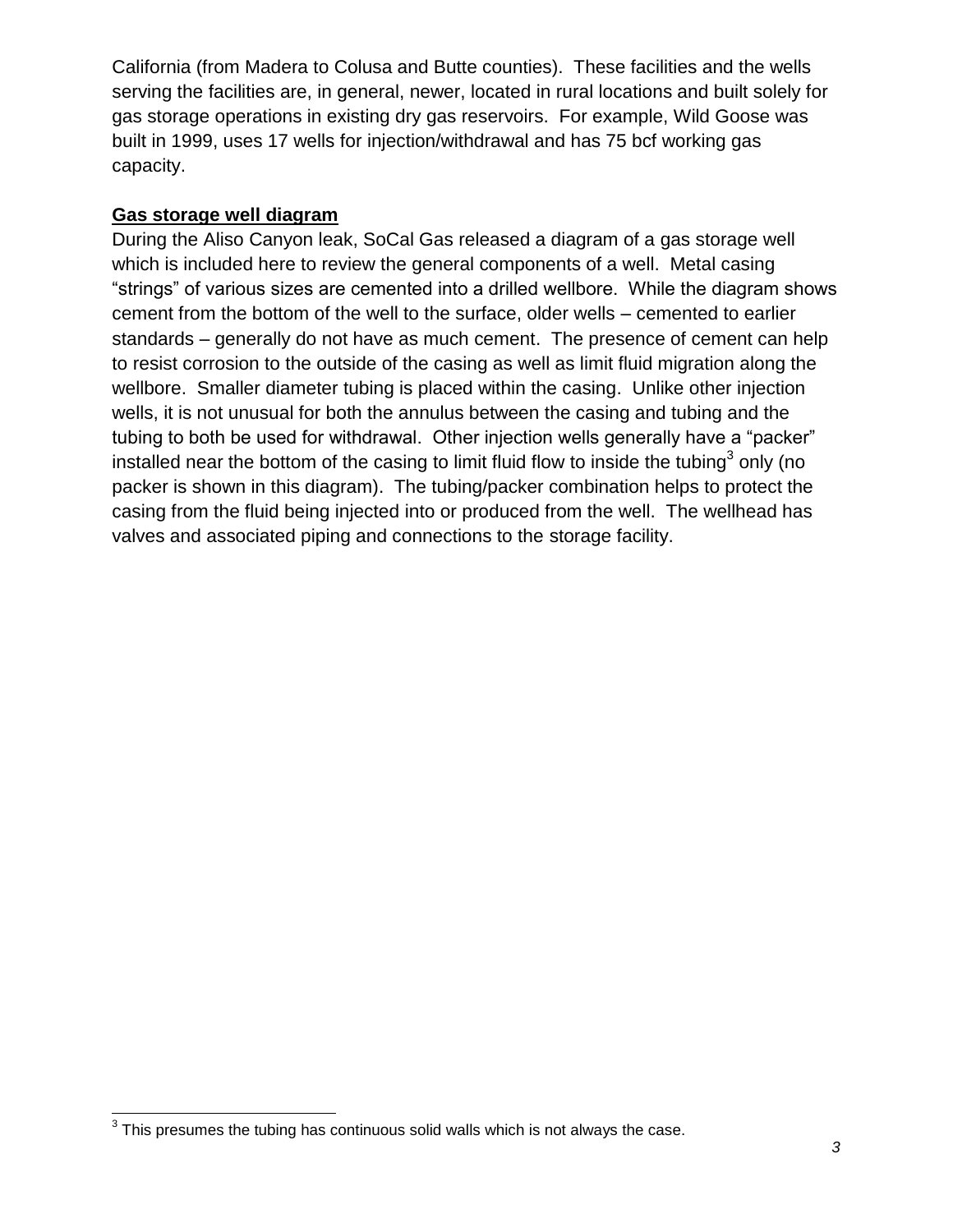California (from Madera to Colusa and Butte counties). These facilities and the wells serving the facilities are, in general, newer, located in rural locations and built solely for gas storage operations in existing dry gas reservoirs. For example, Wild Goose was built in 1999, uses 17 wells for injection/withdrawal and has 75 bcf working gas capacity.

**Gas storage well diagram**

During the Aliso Canyon leak, SoCal Gas released a diagram of a gas storage well which is included here to review the general components of a well. Metal casing "strings" of various sizes are cemented into a drilled wellbore. While the diagram shows cement from the bottom of the well to the surface, older wells – cemented to earlier standards – generally do not have as much cement. The presence of cement can help to resist corrosion to the outside of the casing as well as limit fluid migration along the wellbore. Smaller diameter tubing is placed within the casing. Unlike other injection wells, it is not unusual for both the annulus between the casing and tubing and the tubing to both be used for withdrawal. Other injection wells generally have a "packer" installed near the bottom of the casing to limit fluid flow to inside the tubing[3] only (no packer is shown in this diagram). The tubing/packer combination helps to protect the casing from the fluid being injected into or produced from the well. The wellhead has valves and associated piping and connections to the storage facility.

[3] This presumes the tubing has continuous solid walls which is not always the case.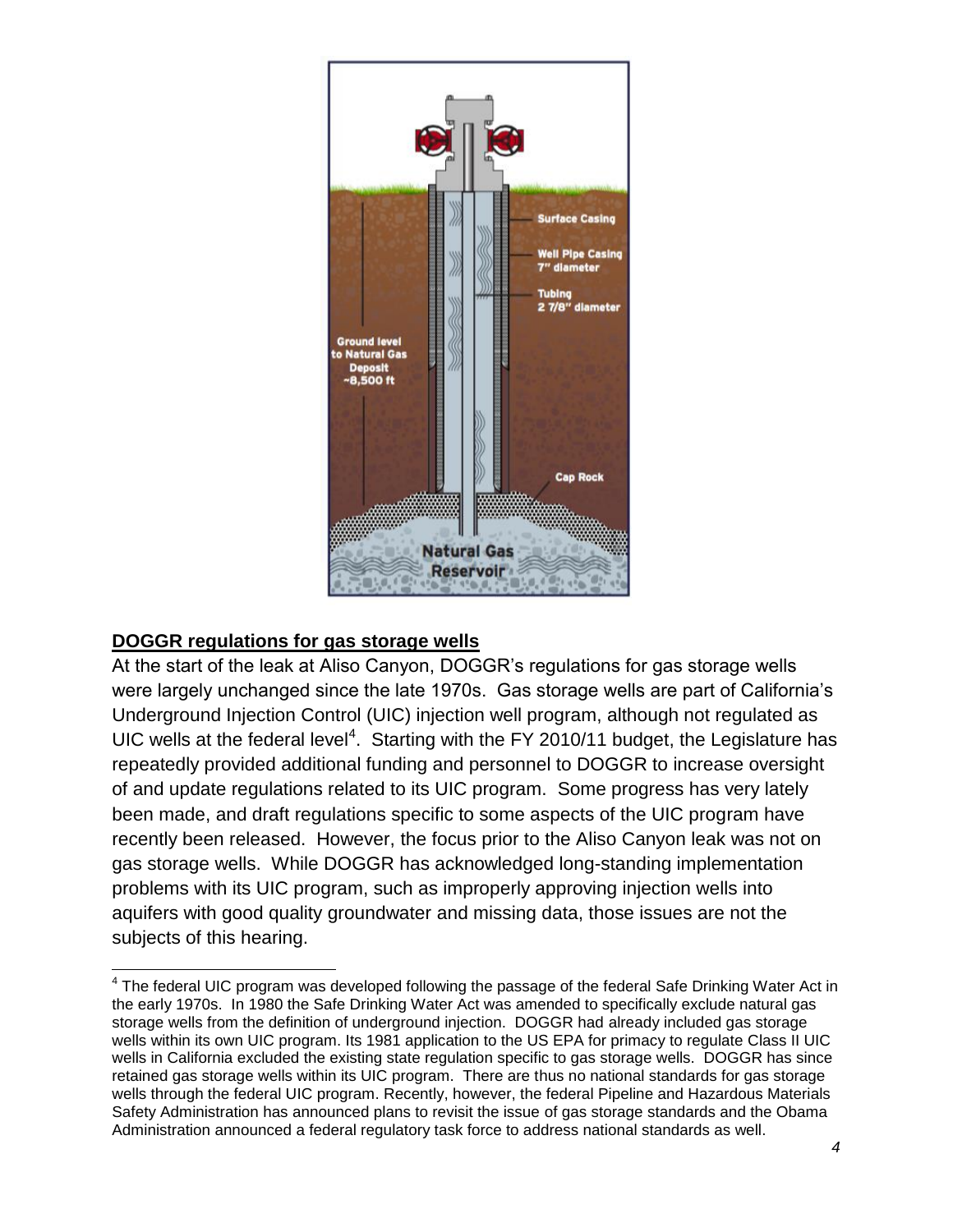## DOGGR regulations for gas storage wells

At the start of the leak at Aliso Canyon, DOGGR's regulations for gas storage wells were largely unchanged since the late 1970s. Gas storage wells are part of California's Underground Injection Control (UIC) injection well program, although not regulated as UIC wells at the federal level[4]. Starting with the FY 2010/11 budget, the Legislature has repeatedly provided additional funding and personnel to DOGGR to increase oversight of and update regulations related to its UIC program. Some progress has very lately been made, and draft regulations specific to some aspects of the UIC program have recently been released. However, the focus prior to the Aliso Canyon leak was not on gas storage wells. While DOGGR has acknowledged long-standing implementation problems with its UIC program, such as improperly approving injection wells into aquifers with good quality groundwater and missing data, those issues are not the subjects of this hearing.

[4] The federal UIC program was developed following the passage of the federal Safe Drinking Water Act in the early 1970s. In 1980 the Safe Drinking Water Act was amended to specifically exclude natural gas storage wells from the definition of underground injection. DOGGR had already included gas storage wells within its own UIC program. Its 1981 application to the US EPA for primacy to regulate Class II UIC wells in California excluded the existing state regulation specific to gas storage wells. DOGGR has since retained gas storage wells within its UIC program. There are thus no national standards for gas storage wells through the federal UIC program. Recently, however, the federal Pipeline and Hazardous Materials Safety Administration has announced plans to revisit the issue of gas storage standards and the Obama Administration announced a federal regulatory task force to address national standards as well.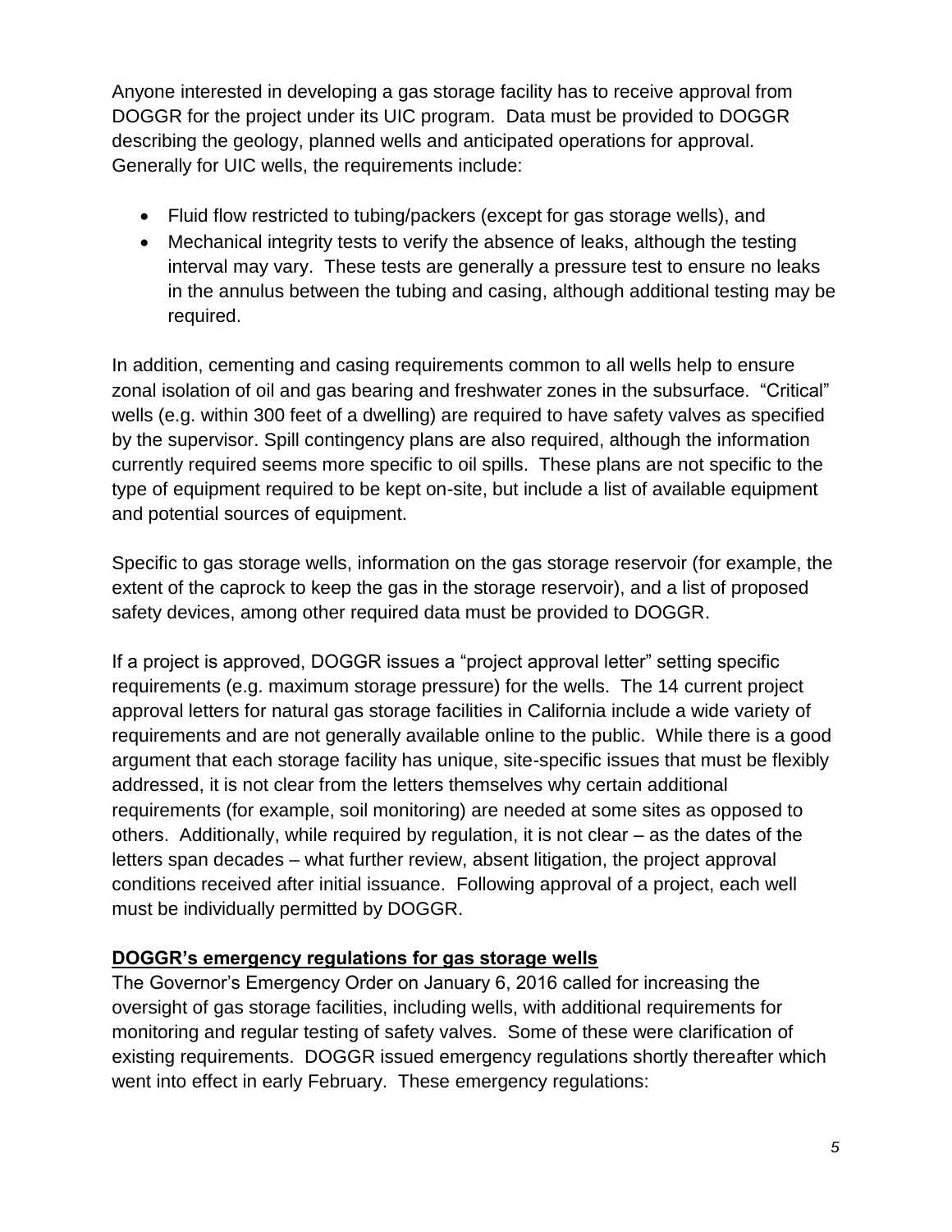Anyone interested in developing a gas storage facility has to receive approval from DOGGR for the project under its UIC program. Data must be provided to DOGGR describing the geology, planned wells and anticipated operations for approval. Generally for UIC wells, the requirements include:

- Fluid flow restricted to tubing/packers (except for gas storage wells), and
- Mechanical integrity tests to verify the absence of leaks, although the testing interval may vary. These tests are generally a pressure test to ensure no leaks in the annulus between the tubing and casing, although additional testing may be required.

In addition, cementing and casing requirements common to all wells help to ensure zonal isolation of oil and gas bearing and freshwater zones in the subsurface. "Critical" wells (e.g. within 300 feet of a dwelling) are required to have safety valves as specified by the supervisor. Spill contingency plans are also required, although the information currently required seems more specific to oil spills. These plans are not specific to the type of equipment required to be kept on-site, but include a list of available equipment and potential sources of equipment.

Specific to gas storage wells, information on the gas storage reservoir (for example, the extent of the caprock to keep the gas in the storage reservoir), and a list of proposed safety devices, among other required data must be provided to DOGGR.

If a project is approved, DOGGR issues a "project approval letter" setting specific requirements (e.g. maximum storage pressure) for the wells. The 14 current project approval letters for natural gas storage facilities in California include a wide variety of requirements and are not generally available online to the public. While there is a good argument that each storage facility has unique, site-specific issues that must be flexibly addressed, it is not clear from the letters themselves why certain additional requirements (for example, soil monitoring) are needed at some sites as opposed to others. Additionally, while required by regulation, it is not clear – as the dates of the letters span decades – what further review, absent litigation, the project approval conditions received after initial issuance. Following approval of a project, each well must be individually permitted by DOGGR.

**DOGGR's emergency regulations for gas storage wells**

The Governor's Emergency Order on January 6, 2016 called for increasing the oversight of gas storage facilities, including wells, with additional requirements for monitoring and regular testing of safety valves. Some of these were clarification of existing requirements. DOGGR issued emergency regulations shortly thereafter which went into effect in early February. These emergency regulations: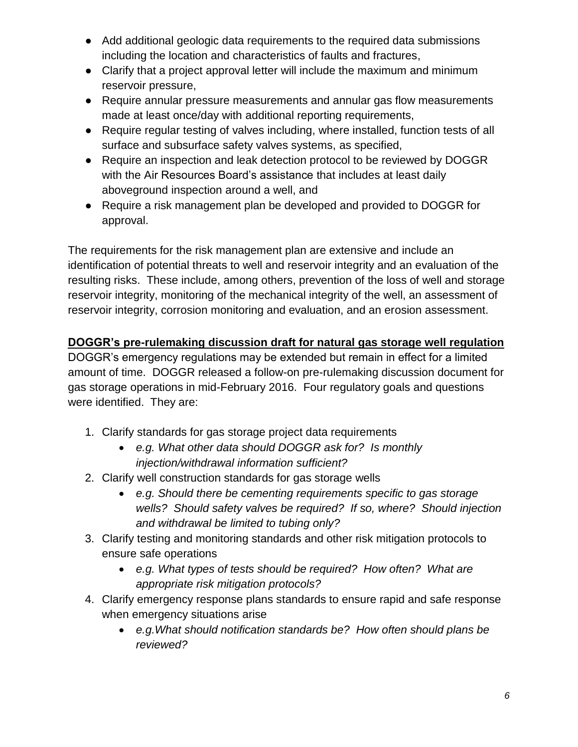- Add additional geologic data requirements to the required data submissions including the location and characteristics of faults and fractures,
- Clarify that a project approval letter will include the maximum and minimum reservoir pressure,
- Require annular pressure measurements and annular gas flow measurements made at least once/day with additional reporting requirements,
- Require regular testing of valves including, where installed, function tests of all surface and subsurface safety valves systems, as specified,
- Require an inspection and leak detection protocol to be reviewed by DOGGR with the Air Resources Board's assistance that includes at least daily aboveground inspection around a well, and
- Require a risk management plan be developed and provided to DOGGR for approval.

The requirements for the risk management plan are extensive and include an identification of potential threats to well and reservoir integrity and an evaluation of the resulting risks. These include, among others, prevention of the loss of well and storage reservoir integrity, monitoring of the mechanical integrity of the well, an assessment of reservoir integrity, corrosion monitoring and evaluation, and an erosion assessment.

**DOGGR's pre-rulemaking discussion draft for natural gas storage well regulation**

DOGGR's emergency regulations may be extended but remain in effect for a limited amount of time. DOGGR released a follow-on pre-rulemaking discussion document for gas storage operations in mid-February 2016. Four regulatory goals and questions were identified. They are:

1. Clarify standards for gas storage project data requirements
   - *e.g. What other data should DOGGR ask for? Is monthly injection/withdrawal information sufficient?*
2. Clarify well construction standards for gas storage wells
   - *e.g. Should there be cementing requirements specific to gas storage wells? Should safety valves be required? If so, where? Should injection and withdrawal be limited to tubing only?*
3. Clarify testing and monitoring standards and other risk mitigation protocols to ensure safe operations
   - *e.g. What types of tests should be required? How often? What are appropriate risk mitigation protocols?*
4. Clarify emergency response plans standards to ensure rapid and safe response when emergency situations arise
   - *e.g.What should notification standards be? How often should plans be reviewed?*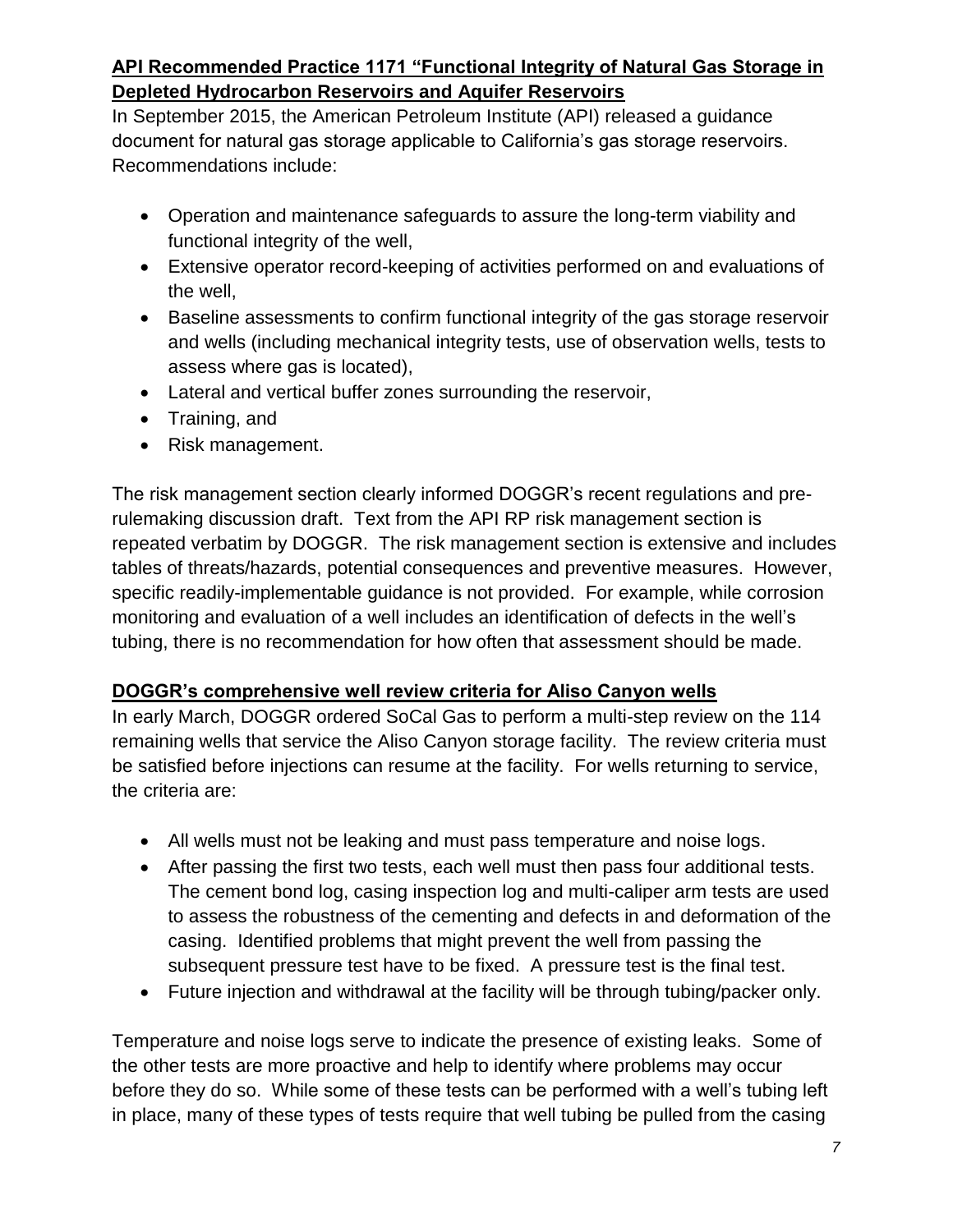**API Recommended Practice 1171 "Functional Integrity of Natural Gas Storage in Depleted Hydrocarbon Reservoirs and Aquifer Reservoirs**

In September 2015, the American Petroleum Institute (API) released a guidance document for natural gas storage applicable to California's gas storage reservoirs. Recommendations include:

- Operation and maintenance safeguards to assure the long-term viability and functional integrity of the well,
- Extensive operator record-keeping of activities performed on and evaluations of the well,
- Baseline assessments to confirm functional integrity of the gas storage reservoir and wells (including mechanical integrity tests, use of observation wells, tests to assess where gas is located),
- Lateral and vertical buffer zones surrounding the reservoir,
- Training, and
- Risk management.

The risk management section clearly informed DOGGR's recent regulations and pre-rulemaking discussion draft. Text from the API RP risk management section is repeated verbatim by DOGGR. The risk management section is extensive and includes tables of threats/hazards, potential consequences and preventive measures. However, specific readily-implementable guidance is not provided. For example, while corrosion monitoring and evaluation of a well includes an identification of defects in the well's tubing, there is no recommendation for how often that assessment should be made.

**DOGGR's comprehensive well review criteria for Aliso Canyon wells**

In early March, DOGGR ordered SoCal Gas to perform a multi-step review on the 114 remaining wells that service the Aliso Canyon storage facility. The review criteria must be satisfied before injections can resume at the facility. For wells returning to service, the criteria are:

- All wells must not be leaking and must pass temperature and noise logs.
- After passing the first two tests, each well must then pass four additional tests. The cement bond log, casing inspection log and multi-caliper arm tests are used to assess the robustness of the cementing and defects in and deformation of the casing. Identified problems that might prevent the well from passing the subsequent pressure test have to be fixed. A pressure test is the final test.
- Future injection and withdrawal at the facility will be through tubing/packer only.

Temperature and noise logs serve to indicate the presence of existing leaks. Some of the other tests are more proactive and help to identify where problems may occur before they do so. While some of these tests can be performed with a well's tubing left in place, many of these types of tests require that well tubing be pulled from the casing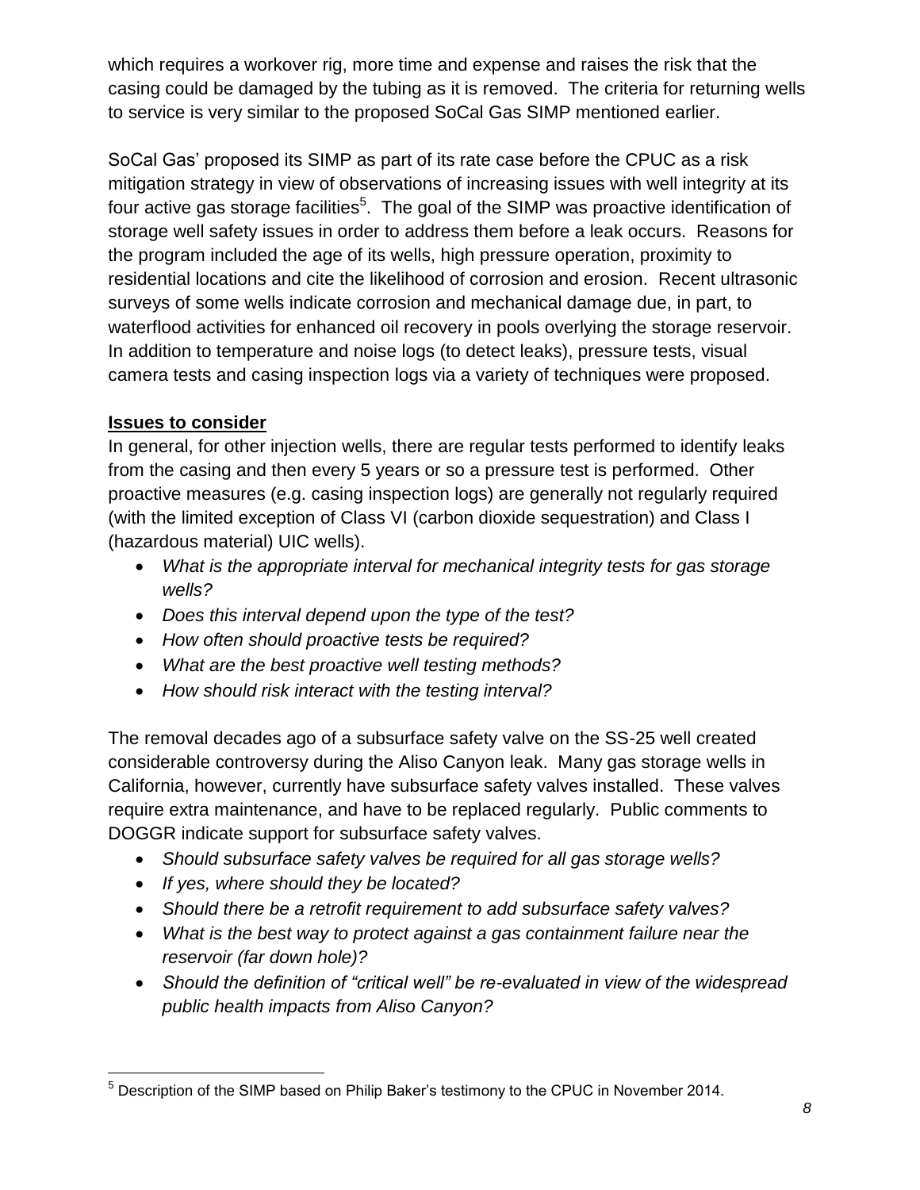which requires a workover rig, more time and expense and raises the risk that the casing could be damaged by the tubing as it is removed. The criteria for returning wells to service is very similar to the proposed SoCal Gas SIMP mentioned earlier.

SoCal Gas' proposed its SIMP as part of its rate case before the CPUC as a risk mitigation strategy in view of observations of increasing issues with well integrity at its four active gas storage facilities[5]. The goal of the SIMP was proactive identification of storage well safety issues in order to address them before a leak occurs. Reasons for the program included the age of its wells, high pressure operation, proximity to residential locations and cite the likelihood of corrosion and erosion. Recent ultrasonic surveys of some wells indicate corrosion and mechanical damage due, in part, to waterflood activities for enhanced oil recovery in pools overlying the storage reservoir. In addition to temperature and noise logs (to detect leaks), pressure tests, visual camera tests and casing inspection logs via a variety of techniques were proposed.

**Issues to consider**

In general, for other injection wells, there are regular tests performed to identify leaks from the casing and then every 5 years or so a pressure test is performed. Other proactive measures (e.g. casing inspection logs) are generally not regularly required (with the limited exception of Class VI (carbon dioxide sequestration) and Class I (hazardous material) UIC wells).

- *What is the appropriate interval for mechanical integrity tests for gas storage wells?*
- *Does this interval depend upon the type of the test?*
- *How often should proactive tests be required?*
- *What are the best proactive well testing methods?*
- *How should risk interact with the testing interval?*

The removal decades ago of a subsurface safety valve on the SS-25 well created considerable controversy during the Aliso Canyon leak. Many gas storage wells in California, however, currently have subsurface safety valves installed. These valves require extra maintenance, and have to be replaced regularly. Public comments to DOGGR indicate support for subsurface safety valves.

- *Should subsurface safety valves be required for all gas storage wells?*
- *If yes, where should they be located?*
- *Should there be a retrofit requirement to add subsurface safety valves?*
- *What is the best way to protect against a gas containment failure near the reservoir (far down hole)?*
- *Should the definition of "critical well" be re-evaluated in view of the widespread public health impacts from Aliso Canyon?*

[5] Description of the SIMP based on Philip Baker's testimony to the CPUC in November 2014.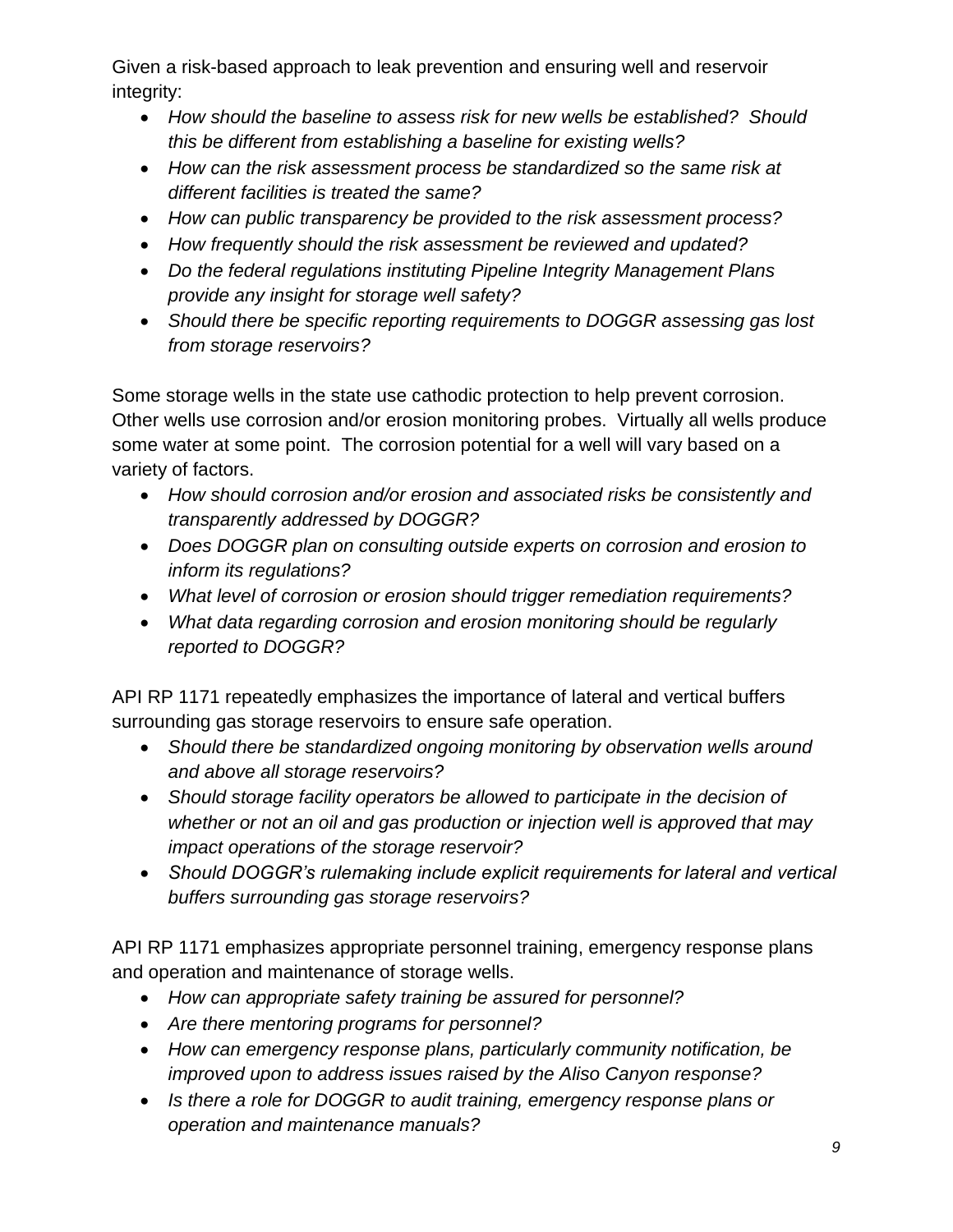Given a risk-based approach to leak prevention and ensuring well and reservoir integrity:

- *How should the baseline to assess risk for new wells be established? Should this be different from establishing a baseline for existing wells?*
- *How can the risk assessment process be standardized so the same risk at different facilities is treated the same?*
- *How can public transparency be provided to the risk assessment process?*
- *How frequently should the risk assessment be reviewed and updated?*
- *Do the federal regulations instituting Pipeline Integrity Management Plans provide any insight for storage well safety?*
- *Should there be specific reporting requirements to DOGGR assessing gas lost from storage reservoirs?*

Some storage wells in the state use cathodic protection to help prevent corrosion. Other wells use corrosion and/or erosion monitoring probes. Virtually all wells produce some water at some point. The corrosion potential for a well will vary based on a variety of factors.

- *How should corrosion and/or erosion and associated risks be consistently and transparently addressed by DOGGR?*
- *Does DOGGR plan on consulting outside experts on corrosion and erosion to inform its regulations?*
- *What level of corrosion or erosion should trigger remediation requirements?*
- *What data regarding corrosion and erosion monitoring should be regularly reported to DOGGR?*

API RP 1171 repeatedly emphasizes the importance of lateral and vertical buffers surrounding gas storage reservoirs to ensure safe operation.

- *Should there be standardized ongoing monitoring by observation wells around and above all storage reservoirs?*
- *Should storage facility operators be allowed to participate in the decision of whether or not an oil and gas production or injection well is approved that may impact operations of the storage reservoir?*
- *Should DOGGR's rulemaking include explicit requirements for lateral and vertical buffers surrounding gas storage reservoirs?*

API RP 1171 emphasizes appropriate personnel training, emergency response plans and operation and maintenance of storage wells.

- *How can appropriate safety training be assured for personnel?*
- *Are there mentoring programs for personnel?*
- *How can emergency response plans, particularly community notification, be improved upon to address issues raised by the Aliso Canyon response?*
- *Is there a role for DOGGR to audit training, emergency response plans or operation and maintenance manuals?*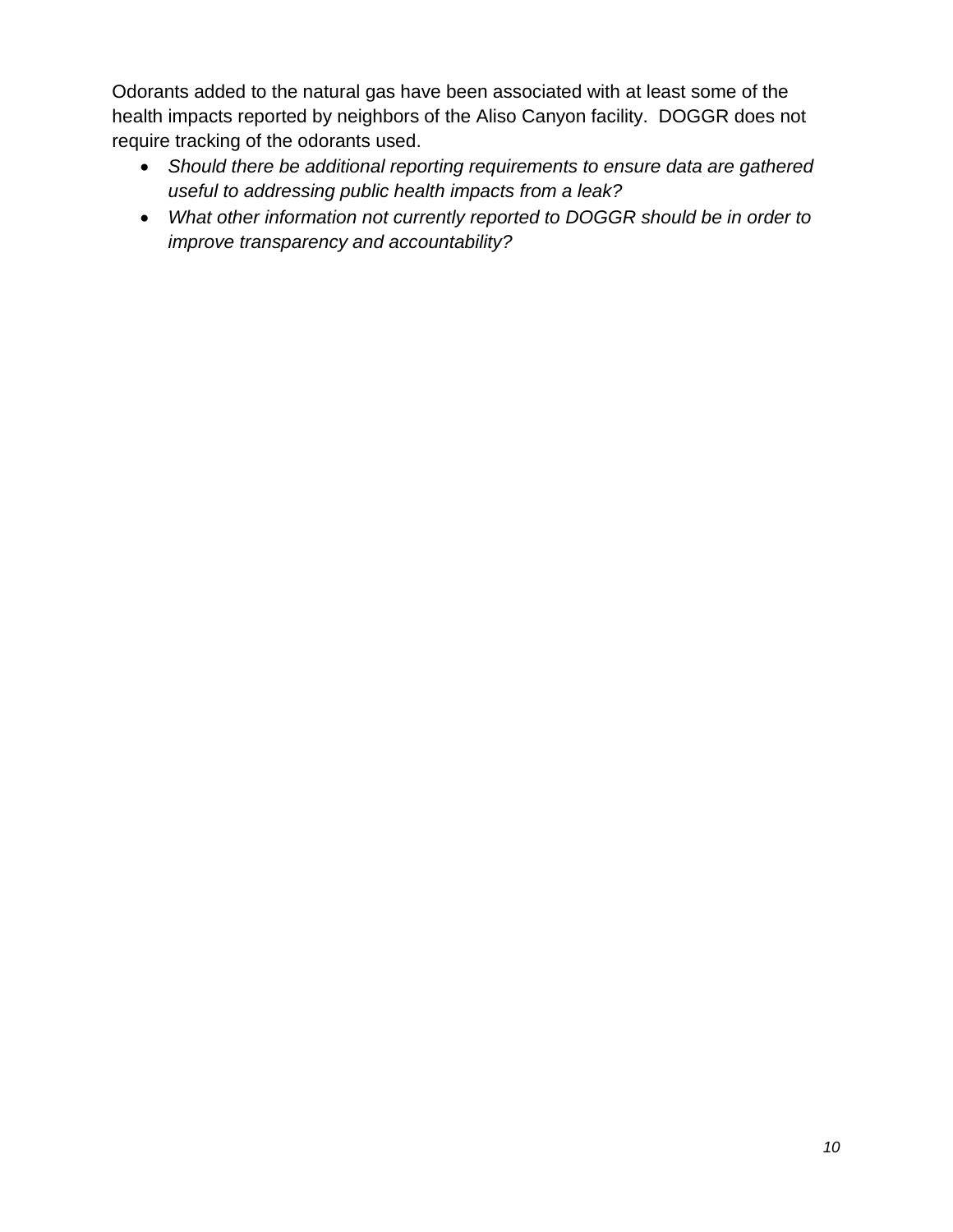Odorants added to the natural gas have been associated with at least some of the health impacts reported by neighbors of the Aliso Canyon facility. DOGGR does not require tracking of the odorants used.

- *Should there be additional reporting requirements to ensure data are gathered useful to addressing public health impacts from a leak?*
- *What other information not currently reported to DOGGR should be in order to improve transparency and accountability?*